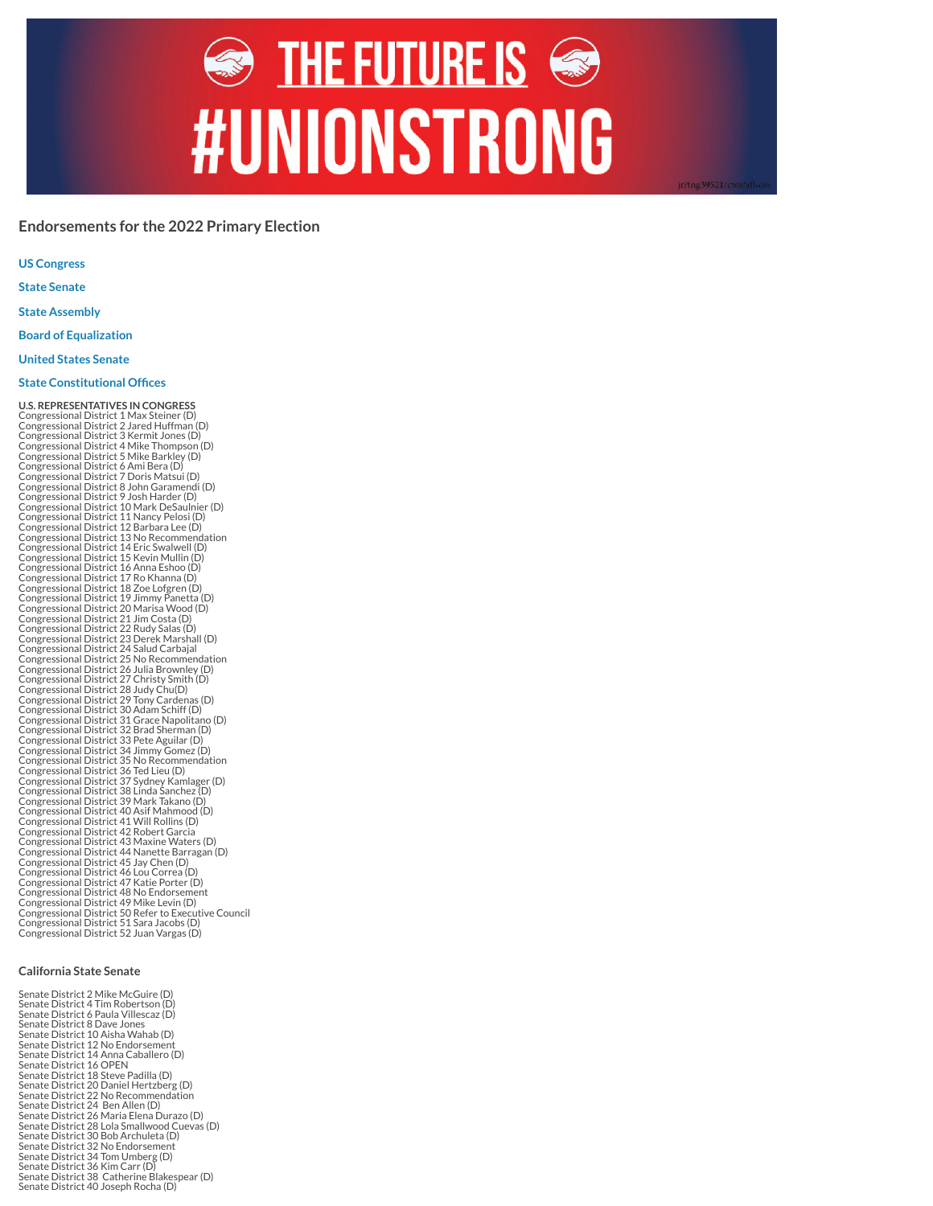# THE FUTURE IS #UNIONSTRONG

## Endorsements for the 2022 Primary Election

**US Congress**

**State Senate**

**State Assembly**

**Board of Equalization**

**United States Senate**

**State Constitutional Offices**

**U.S. REPRESENTATIVES IN CONGRESS**
Congressional District 1 Max Steiner (D)
Congressional District 2 Jared Huffman (D)
Congressional District 3 Kermit Jones (D)
Congressional District 4 Mike Thompson (D)
Congressional District 5 Mike Barkley (D)
Congressional District 6 Ami Bera (D)
Congressional District 7 Doris Matsui (D)
Congressional District 8 John Garamendi (D)
Congressional District 9 Josh Harder (D)
Congressional District 10 Mark DeSaulnier (D)
Congressional District 11 Nancy Pelosi (D)
Congressional District 12 Barbara Lee (D)
Congressional District 13 No Recommendation
Congressional District 14 Eric Swalwell (D)
Congressional District 15 Kevin Mullin (D)
Congressional District 16 Anna Eshoo (D)
Congressional District 17 Ro Khanna (D)
Congressional District 18 Zoe Lofgren (D)
Congressional District 19 Jimmy Panetta (D)
Congressional District 20 Marisa Wood (D)
Congressional District 21 Jim Costa (D)
Congressional District 22 Rudy Salas (D)
Congressional District 23 Derek Marshall (D)
Congressional District 24 Salud Carbajal
Congressional District 25 No Recommendation
Congressional District 26 Julia Brownley (D)
Congressional District 27 Christy Smith (D)
Congressional District 28 Judy Chu(D)
Congressional District 29 Tony Cardenas (D)
Congressional District 30 Adam Schiff (D)
Congressional District 31 Grace Napolitano (D)
Congressional District 32 Brad Sherman (D)
Congressional District 33 Pete Aguilar (D)
Congressional District 34 Jimmy Gomez (D)
Congressional District 35 No Recommendation
Congressional District 36 Ted Lieu (D)
Congressional District 37 Sydney Kamlager (D)
Congressional District 38 Linda Sanchez (D)
Congressional District 39 Mark Takano (D)
Congressional District 40 Asif Mahmood (D)
Congressional District 41 Will Rollins (D)
Congressional District 42 Robert Garcia
Congressional District 43 Maxine Waters (D)
Congressional District 44 Nanette Barragan (D)
Congressional District 45 Jay Chen (D)
Congressional District 46 Lou Correa (D)
Congressional District 47 Katie Porter (D)
Congressional District 48 No Endorsement
Congressional District 49 Mike Levin (D)
Congressional District 50 Refer to Executive Council
Congressional District 51 Sara Jacobs (D)
Congressional District 52 Juan Vargas (D)

### California State Senate

Senate District 2 Mike McGuire (D)
Senate District 4 Tim Robertson (D)
Senate District 6 Paula Villescaz (D)
Senate District 8 Dave Jones
Senate District 10 Aisha Wahab (D)
Senate District 12 No Endorsement
Senate District 14 Anna Caballero (D)
Senate District 16 OPEN
Senate District 18 Steve Padilla (D)
Senate District 20 Daniel Hertzberg (D)
Senate District 22 No Recommendation
Senate District 24 Ben Allen (D)
Senate District 26 Maria Elena Durazo (D)
Senate District 28 Lola Smallwood Cuevas (D)
Senate District 30 Bob Archuleta (D)
Senate District 32 No Endorsement
Senate District 34 Tom Umberg (D)
Senate District 36 Kim Carr (D)
Senate District 38 Catherine Blakespear (D)
Senate District 40 Joseph Rocha (D)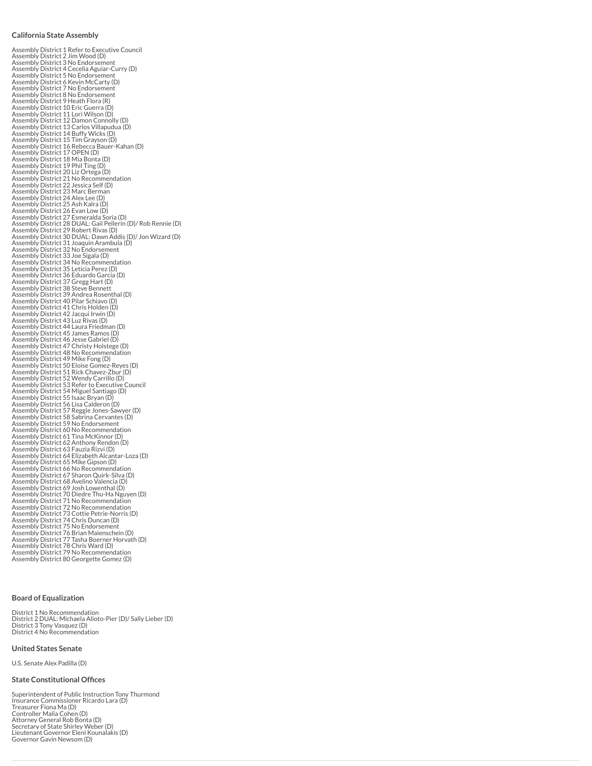### California State Assembly

Assembly District 1 Refer to Executive Council
Assembly District 2 Jim Wood (D)
Assembly District 3 No Endorsement
Assembly District 4 Cecelia Aguiar-Curry (D)
Assembly District 5 No Endorsement
Assembly District 6 Kevin McCarty (D)
Assembly District 7 No Endorsement
Assembly District 8 No Endorsement
Assembly District 9 Heath Flora (R)
Assembly District 10 Eric Guerra (D)
Assembly District 11 Lori Wilson (D)
Assembly District 12 Damon Connolly (D)
Assembly District 13 Carlos Villapudua (D)
Assembly District 14 Buffy Wicks (D)
Assembly District 15 Tim Grayson (D)
Assembly District 16 Rebecca Bauer-Kahan (D)
Assembly District 17 OPEN (D)
Assembly District 18 Mia Bonta (D)
Assembly District 19 Phil Ting (D)
Assembly District 20 Liz Ortega (D)
Assembly District 21 No Recommendation
Assembly District 22 Jessica Self (D)
Assembly District 23 Marc Berman
Assembly District 24 Alex Lee (D)
Assembly District 25 Ash Kalra (D)
Assembly District 26 Evan Low (D)
Assembly District 27 Esmeralda Soria (D)
Assembly District 28 DUAL: Gail Pellerin (D)/ Rob Rennie (D)
Assembly District 29 Robert Rivas (D)
Assembly District 30 DUAL: Dawn Addis (D)/ Jon Wizard (D)
Assembly District 31 Joaquin Arambula (D)
Assembly District 32 No Endorsement
Assembly District 33 Joe Sigala (D)
Assembly District 34 No Recommendation
Assembly District 35 Leticia Perez (D)
Assembly District 36 Eduardo Garcia (D)
Assembly District 37 Gregg Hart (D)
Assembly District 38 Steve Bennett
Assembly District 39 Andrea Rosenthal (D)
Assembly District 40 Pilar Schiavo (D)
Assembly District 41 Chris Holden (D)
Assembly District 42 Jacqui Irwin (D)
Assembly District 43 Luz Rivas (D)
Assembly District 44 Laura Friedman (D)
Assembly District 45 James Ramos (D)
Assembly District 46 Jesse Gabriel (D)
Assembly District 47 Christy Holstege (D)
Assembly District 48 No Recommendation
Assembly District 49 Mike Fong (D)
Assembly District 50 Eloise Gomez-Reyes (D)
Assembly District 51 Rick Chavez-Zbur (D)
Assembly District 52 Wendy Carrillo (D)
Assembly District 53 Refer to Executive Council
Assembly District 54 Miguel Santiago (D)
Assembly District 55 Isaac Bryan (D)
Assembly District 56 Lisa Calderon (D)
Assembly District 57 Reggie Jones-Sawyer (D)
Assembly District 58 Sabrina Cervantes (D)
Assembly District 59 No Endorsement
Assembly District 60 No Recommendation
Assembly District 61 Tina McKinnor (D)
Assembly District 62 Anthony Rendon (D)
Assembly District 63 Fauzia Rizvi (D)
Assembly District 64 Elizabeth Alcantar-Loza (D)
Assembly District 65 Mike Gipson (D)
Assembly District 66 No Recommendation
Assembly District 67 Sharon Quirk-Silva (D)
Assembly District 68 Avelino Valencia (D)
Assembly District 69 Josh Lowenthal (D)
Assembly District 70 Diedre Thu-Ha Nguyen (D)
Assembly District 71 No Recommendation
Assembly District 72 No Recommendation
Assembly District 73 Cottie Petrie-Norris (D)
Assembly District 74 Chris Duncan (D)
Assembly District 75 No Endorsement
Assembly District 76 Brian Maienschein (D)
Assembly District 77 Tasha Boerner Horvath (D)
Assembly District 78 Chris Ward (D)
Assembly District 79 No Recommendation
Assembly District 80 Georgette Gomez (D)

### Board of Equalization

District 1 No Recommendation
District 2 DUAL: Michaela Alioto-Pier (D)/ Sally Lieber (D)
District 3 Tony Vasquez (D)
District 4 No Recommendation

### United States Senate

U.S. Senate Alex Padilla (D)

### State Constitutional Offices

Superintendent of Public Instruction Tony Thurmond
Insurance Commissioner Ricardo Lara (D)
Treasurer Fiona Ma (D)
Controller Malia Cohen (D)
Attorney General Rob Bonta (D)
Secretary of State Shirley Weber (D)
Lieutenant Governor Eleni Kounalakis (D)
Governor Gavin Newsom (D)